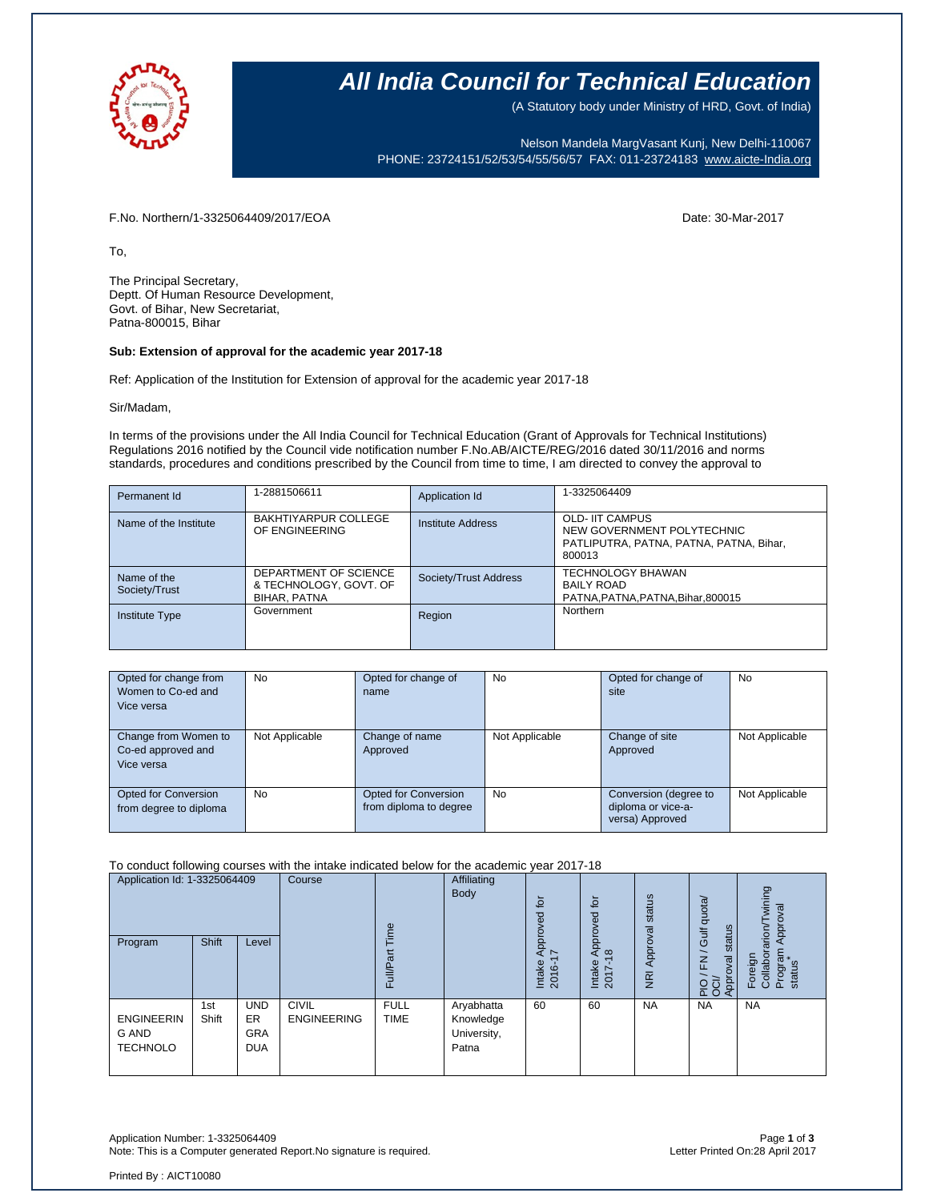# All India Council for Technical Education

(A Statutory body under Ministry of HRD, Govt. of India)

Nelson Mandela MargVasant Kunj, New Delhi-110067
PHONE: 23724151/52/53/54/55/56/57 FAX: 011-23724183 www.aicte-India.org

F.No. Northern/1-3325064409/2017/EOA

Date: 30-Mar-2017

To,

The Principal Secretary,
Deptt. Of Human Resource Development,
Govt. of Bihar, New Secretariat,
Patna-800015, Bihar

**Sub: Extension of approval for the academic year 2017-18**

Ref: Application of the Institution for Extension of approval for the academic year 2017-18

Sir/Madam,

In terms of the provisions under the All India Council for Technical Education (Grant of Approvals for Technical Institutions) Regulations 2016 notified by the Council vide notification number F.No.AB/AICTE/REG/2016 dated 30/11/2016 and norms standards, procedures and conditions prescribed by the Council from time to time, I am directed to convey the approval to

| Permanent Id | 1-2881506611 | Application Id | 1-3325064409 |
|---|---|---|---|
| Name of the Institute | BAKHTIYARPUR COLLEGE OF ENGINEERING | Institute Address | OLD- IIT CAMPUS NEW GOVERNMENT POLYTECHNIC PATLIPUTRA, PATNA, PATNA, PATNA, Bihar, 800013 |
| Name of the Society/Trust | DEPARTMENT OF SCIENCE & TECHNOLOGY, GOVT. OF BIHAR, PATNA | Society/Trust Address | TECHNOLOGY BHAWAN BAILY ROAD PATNA,PATNA,PATNA,Bihar,800015 |
| Institute Type | Government | Region | Northern |

| Opted for change from Women to Co-ed and Vice versa | No | Opted for change of name | No | Opted for change of site | No |
|---|---|---|---|---|---|
| Change from Women to Co-ed approved and Vice versa | Not Applicable | Change of name Approved | Not Applicable | Change of site Approved | Not Applicable |
| Opted for Conversion from degree to diploma | No | Opted for Conversion from diploma to degree | No | Conversion (degree to diploma or vice-a-versa) Approved | Not Applicable |

To conduct following courses with the intake indicated below for the academic year 2017-18

| Application Id: 1-3325064409 | | | Course | Full/Part Time | Affiliating Body | Intake Approved for 2016-17 | Intake Approved for 2017-18 | NRI Approval status | PIO / FN / Gulf quota/ OCI/ Approval status | Foreign Collaborarion/Twining Program Approval status* |
|---|---|---|---|---|---|---|---|---|---|---|
| Program | Shift | Level | | | | | | | | |
| ENGINEERING AND TECHNOLO | 1st Shift | UNDER GRADUA | CIVIL ENGINEERING | FULL TIME | Aryabhatta Knowledge University, Patna | 60 | 60 | NA | NA | NA |

Application Number: 1-3325064409
Note: This is a Computer generated Report.No signature is required.

Letter Printed On:28 April 2017

Printed By : AICT10080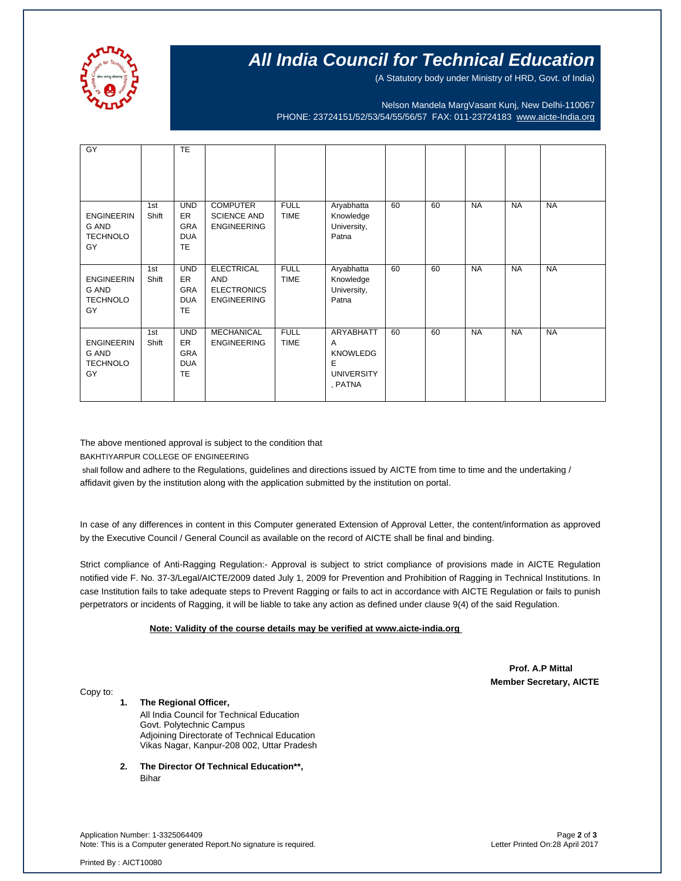# All India Council for Technical Education

(A Statutory body under Ministry of HRD, Govt. of India)

Nelson Mandela MargVasant Kunj, New Delhi-110067
PHONE: 23724151/52/53/54/55/56/57 FAX: 011-23724183 www.aicte-India.org

| | | | | | | | | | | |
|---|---|---|---|---|---|---|---|---|---|---|
| GY | | TE | | | | | | | | |
| ENGINEERING AND TECHNOLOGY | 1st Shift | UNDERGRADUATE | COMPUTER SCIENCE AND ENGINEERING | FULL TIME | Aryabhatta Knowledge University, Patna | 60 | 60 | NA | NA | NA |
| ENGINEERING AND TECHNOLOGY | 1st Shift | UNDERGRADUATE | ELECTRICAL AND ELECTRONICS ENGINEERING | FULL TIME | Aryabhatta Knowledge University, Patna | 60 | 60 | NA | NA | NA |
| ENGINEERING AND TECHNOLOGY | 1st Shift | UNDERGRADUATE | MECHANICAL ENGINEERING | FULL TIME | ARYABHATTA KNOWLEDGE UNIVERSITY, PATNA | 60 | 60 | NA | NA | NA |

The above mentioned approval is subject to the condition that

BAKHTIYARPUR COLLEGE OF ENGINEERING

shall follow and adhere to the Regulations, guidelines and directions issued by AICTE from time to time and the undertaking / affidavit given by the institution along with the application submitted by the institution on portal.

In case of any differences in content in this Computer generated Extension of Approval Letter, the content/information as approved by the Executive Council / General Council as available on the record of AICTE shall be final and binding.

Strict compliance of Anti-Ragging Regulation:- Approval is subject to strict compliance of provisions made in AICTE Regulation notified vide F. No. 37-3/Legal/AICTE/2009 dated July 1, 2009 for Prevention and Prohibition of Ragging in Technical Institutions. In case Institution fails to take adequate steps to Prevent Ragging or fails to act in accordance with AICTE Regulation or fails to punish perpetrators or incidents of Ragging, it will be liable to take any action as defined under clause 9(4) of the said Regulation.

**Note: Validity of the course details may be verified at www.aicte-india.org**

**Prof. A.P Mittal**
**Member Secretary, AICTE**

Copy to:

1. **The Regional Officer,**
   All India Council for Technical Education
   Govt. Polytechnic Campus
   Adjoining Directorate of Technical Education
   Vikas Nagar, Kanpur-208 002, Uttar Pradesh

2. **The Director Of Technical Education\*\*,**
   Bihar

Application Number: 1-3325064409
Note: This is a Computer generated Report.No signature is required.
Letter Printed On:28 April 2017

Printed By : AICT10080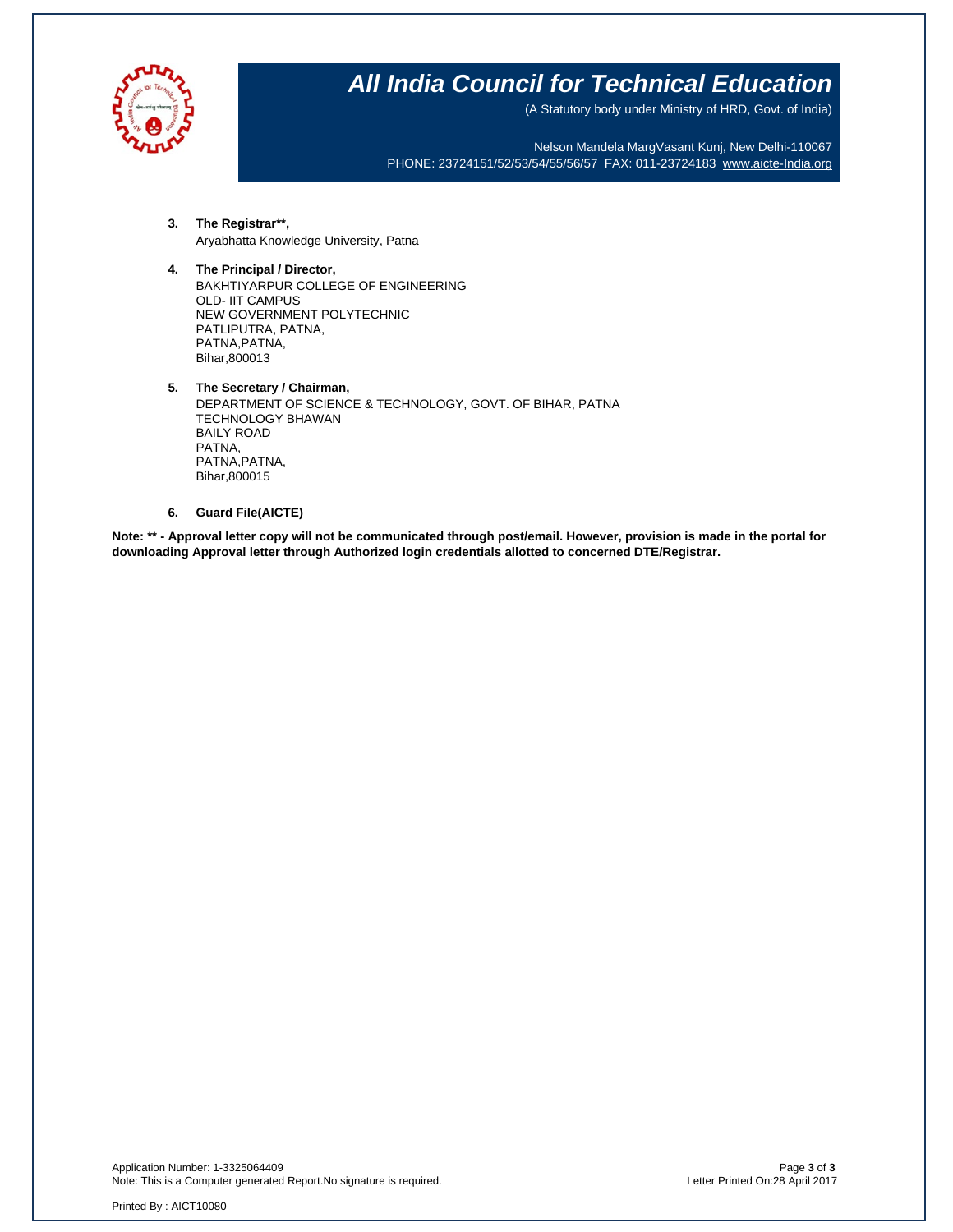3. **The Registrar\*\*,**
   Aryabhatta Knowledge University, Patna

4. **The Principal / Director,**
   BAKHTIYARPUR COLLEGE OF ENGINEERING
   OLD- IIT CAMPUS
   NEW GOVERNMENT POLYTECHNIC
   PATLIPUTRA, PATNA,
   PATNA,PATNA,
   Bihar,800013

5. **The Secretary / Chairman,**
   DEPARTMENT OF SCIENCE & TECHNOLOGY, GOVT. OF BIHAR, PATNA
   TECHNOLOGY BHAWAN
   BAILY ROAD
   PATNA,
   PATNA,PATNA,
   Bihar,800015

6. **Guard File(AICTE)**

**Note: \*\* - Approval letter copy will not be communicated through post/email. However, provision is made in the portal for downloading Approval letter through Authorized login credentials allotted to concerned DTE/Registrar.**

Application Number: 1-3325064409
Note: This is a Computer generated Report.No signature is required.

Letter Printed On:28 April 2017

Printed By : AICT10080